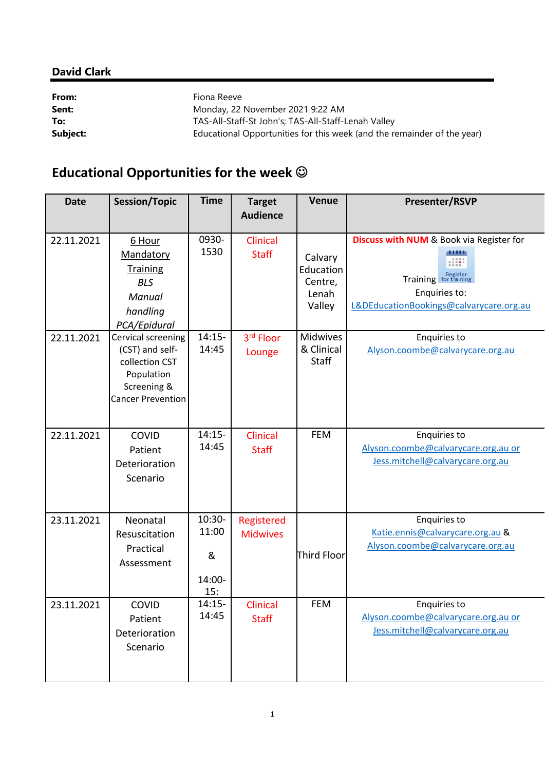**David Clark**

**From:** Fiona Reeve
**Sent:** Monday, 22 November 2021 9:22 AM
**To:** TAS-All-Staff-St John's; TAS-All-Staff-Lenah Valley
**Subject:** Educational Opportunities for this week (and the remainder of the year)

## Educational Opportunities for the week ☺

| Date | Session/Topic | Time | Target Audience | Venue | Presenter/RSVP |
|---|---|---|---|---|---|
| 22.11.2021 | 6 Hour Mandatory Training *BLS* *Manual handling* *PCA/Epidural* | 0930-1530 | Clinical Staff | Calvary Education Centre, Lenah Valley | **Discuss with NUM** & Book via Register for Training Register for training Enquiries to: L&DEducationBookings@calvarycare.org.au |
| 22.11.2021 | Cervical screening (CST) and self-collection CST Population Screening & Cancer Prevention | 14:15-14:45 | 3rd Floor Lounge | Midwives & Clinical Staff | Enquiries to Alyson.coombe@calvarycare.org.au |
| 22.11.2021 | COVID Patient Deterioration Scenario | 14:15-14:45 | Clinical Staff | FEM | Enquiries to Alyson.coombe@calvarycare.org.au or Jess.mitchell@calvarycare.org.au |
| 23.11.2021 | Neonatal Resuscitation Practical Assessment | 10:30-11:00 & 14:00-15: | Registered Midwives | Third Floor | Enquiries to Katie.ennis@calvarycare.org.au & Alyson.coombe@calvarycare.org.au |
| 23.11.2021 | COVID Patient Deterioration Scenario | 14:15-14:45 | Clinical Staff | FEM | Enquiries to Alyson.coombe@calvarycare.org.au or Jess.mitchell@calvarycare.org.au |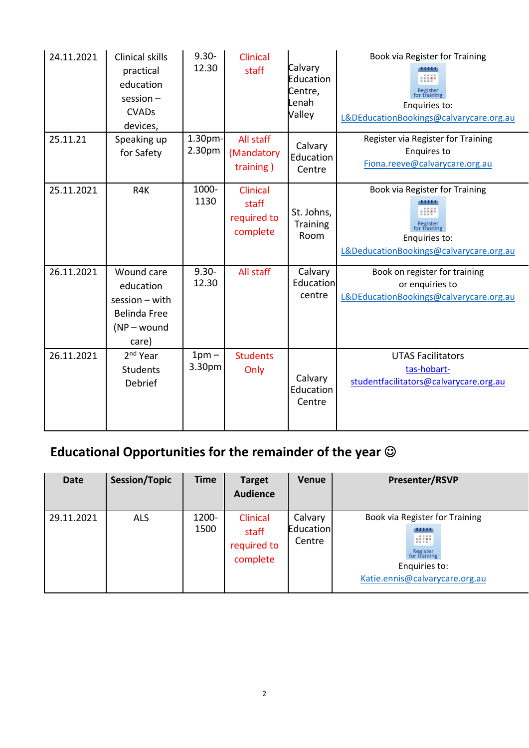| 24.11.2021 | Clinical skills practical education session – CVADs devices, | 9.30-12.30 | Clinical staff | Calvary Education Centre, Lenah Valley | Book via Register for Training<br>Enquiries to:<br>L&DEducationBookings@calvarycare.org.au |
|---|---|---|---|---|---|
| 25.11.21 | Speaking up for Safety | 1.30pm-2.30pm | All staff (Mandatory training ) | Calvary Education Centre | Register via Register for Training<br>Enquires to<br>Fiona.reeve@calvarycare.org.au |
| 25.11.2021 | R4K | 1000-1130 | Clinical staff required to complete | St. Johns, Training Room | Book via Register for Training<br>Enquiries to:<br>L&DeducationBookings@calvarycare.org.au |
| 26.11.2021 | Wound care education session – with Belinda Free (NP – wound care) | 9.30-12.30 | All staff | Calvary Education centre | Book on register for training or enquiries to<br>L&DEducationBookings@calvarycare.org.au |
| 26.11.2021 | 2nd Year Students Debrief | 1pm – 3.30pm | Students Only | Calvary Education Centre | UTAS Facilitators<br>tas-hobart-studentfacilitators@calvarycare.org.au |

## Educational Opportunities for the remainder of the year ☺

| Date | Session/Topic | Time | Target Audience | Venue | Presenter/RSVP |
|---|---|---|---|---|---|
| 29.11.2021 | ALS | 1200-1500 | Clinical staff required to complete | Calvary Education Centre | Book via Register for Training<br>Enquiries to:<br>Katie.ennis@calvarycare.org.au |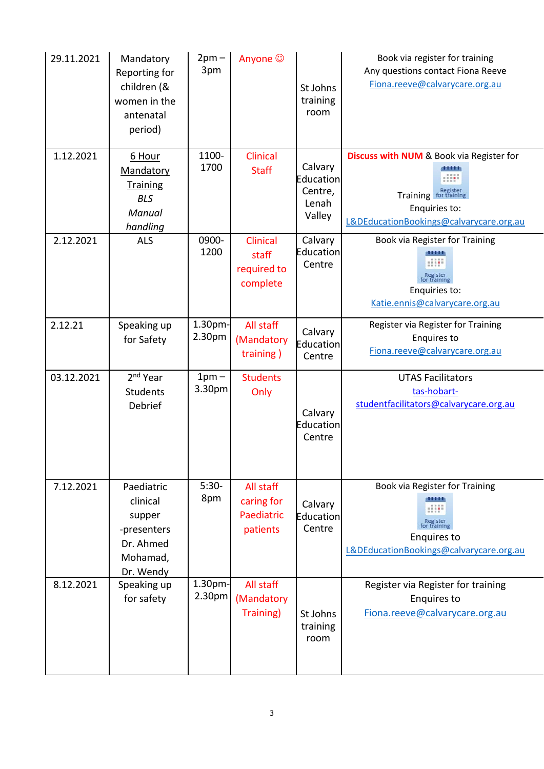| 29.11.2021 | Mandatory Reporting for children (& women in the antenatal period) | 2pm – 3pm | Anyone ☺ | St Johns training room | Book via register for training<br>Any questions contact Fiona Reeve<br>Fiona.reeve@calvarycare.org.au |
|---|---|---|---|---|---|
| 1.12.2021 | 6 Hour Mandatory Training<br>*BLS*<br>*Manual handling* | 1100-1700 | Clinical Staff | Calvary Education Centre, Lenah Valley | **Discuss with NUM** & Book via Register for Training<br>Enquiries to:<br>L&DEducationBookings@calvarycare.org.au |
| 2.12.2021 | ALS | 0900-1200 | Clinical staff required to complete | Calvary Education Centre | Book via Register for Training<br>Enquiries to:<br>Katie.ennis@calvarycare.org.au |
| 2.12.21 | Speaking up for Safety | 1.30pm-2.30pm | All staff (Mandatory training ) | Calvary Education Centre | Register via Register for Training<br>Enquires to<br>Fiona.reeve@calvarycare.org.au |
| 03.12.2021 | 2nd Year Students Debrief | 1pm – 3.30pm | Students Only | Calvary Education Centre | UTAS Facilitators<br>tas-hobart-studentfacilitators@calvarycare.org.au |
| 7.12.2021 | Paediatric clinical supper -presenters Dr. Ahmed Mohamad, Dr. Wendy | 5:30-8pm | All staff caring for Paediatric patients | Calvary Education Centre | Book via Register for Training<br>Enquires to<br>L&DEducationBookings@calvarycare.org.au |
| 8.12.2021 | Speaking up for safety | 1.30pm-2.30pm | All staff (Mandatory Training) | St Johns training room | Register via Register for training<br>Enquires to<br>Fiona.reeve@calvarycare.org.au |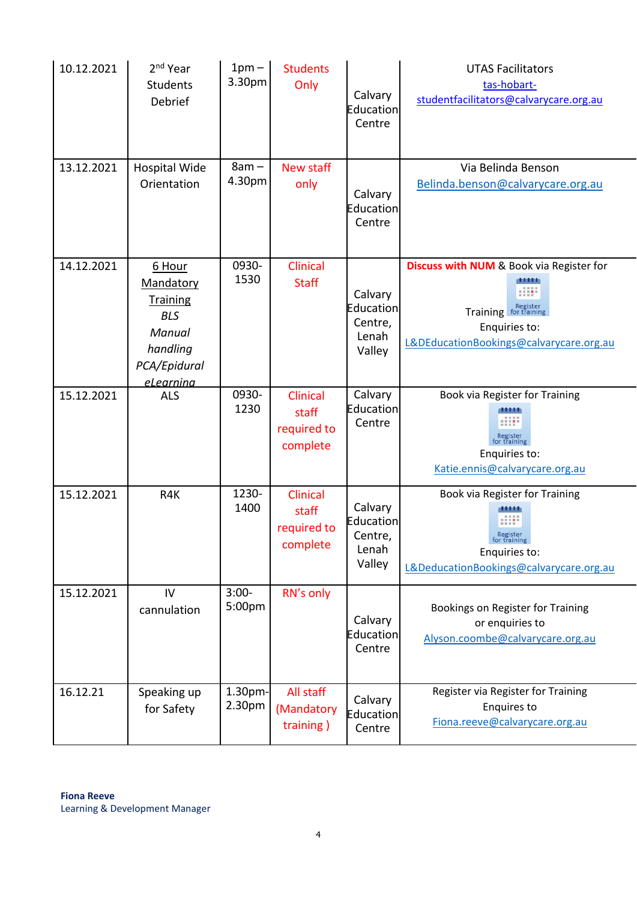| | | | | | |
|---|---|---|---|---|---|
| 10.12.2021 | 2nd Year Students Debrief | 1pm – 3.30pm | Students Only | Calvary Education Centre | UTAS Facilitators tas-hobart-studentfacilitators@calvarycare.org.au |
| 13.12.2021 | Hospital Wide Orientation | 8am – 4.30pm | New staff only | Calvary Education Centre | Via Belinda Benson Belinda.benson@calvarycare.org.au |
| 14.12.2021 | 6 Hour Mandatory Training *BLS* *Manual handling* *PCA/Epidural* *eLearning* | 0930-1530 | Clinical Staff | Calvary Education Centre, Lenah Valley | **Discuss with NUM** & Book via Register for Training Enquiries to: L&DEducationBookings@calvarycare.org.au |
| 15.12.2021 | ALS | 0930-1230 | Clinical staff required to complete | Calvary Education Centre | Book via Register for Training Enquiries to: Katie.ennis@calvarycare.org.au |
| 15.12.2021 | R4K | 1230-1400 | Clinical staff required to complete | Calvary Education Centre, Lenah Valley | Book via Register for Training Enquiries to: L&DeducationBookings@calvarycare.org.au |
| 15.12.2021 | IV cannulation | 3:00-5:00pm | RN's only | Calvary Education Centre | Bookings on Register for Training or enquiries to Alyson.coombe@calvarycare.org.au |
| 16.12.21 | Speaking up for Safety | 1.30pm-2.30pm | All staff (Mandatory training ) | Calvary Education Centre | Register via Register for Training Enquires to Fiona.reeve@calvarycare.org.au |

**Fiona Reeve**
Learning & Development Manager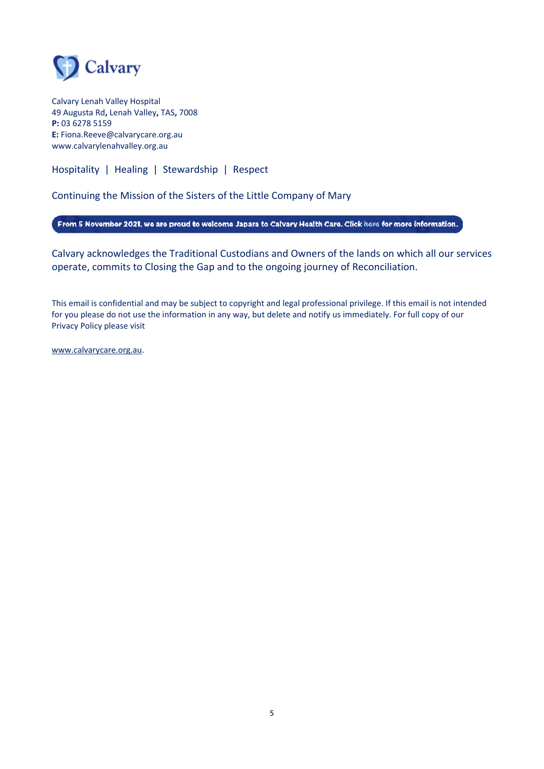Calvary

Calvary Lenah Valley Hospital
49 Augusta Rd, Lenah Valley, TAS, 7008
**P:** 03 6278 5159
**E:** Fiona.Reeve@calvarycare.org.au
www.calvarylenahvalley.org.au

Hospitality | Healing | Stewardship | Respect

Continuing the Mission of the Sisters of the Little Company of Mary

From 5 November 2021, we are proud to welcome Japara to Calvary Health Care. Click here for more information.

Calvary acknowledges the Traditional Custodians and Owners of the lands on which all our services operate, commits to Closing the Gap and to the ongoing journey of Reconciliation.

This email is confidential and may be subject to copyright and legal professional privilege. If this email is not intended for you please do not use the information in any way, but delete and notify us immediately. For full copy of our Privacy Policy please visit

www.calvarycare.org.au.